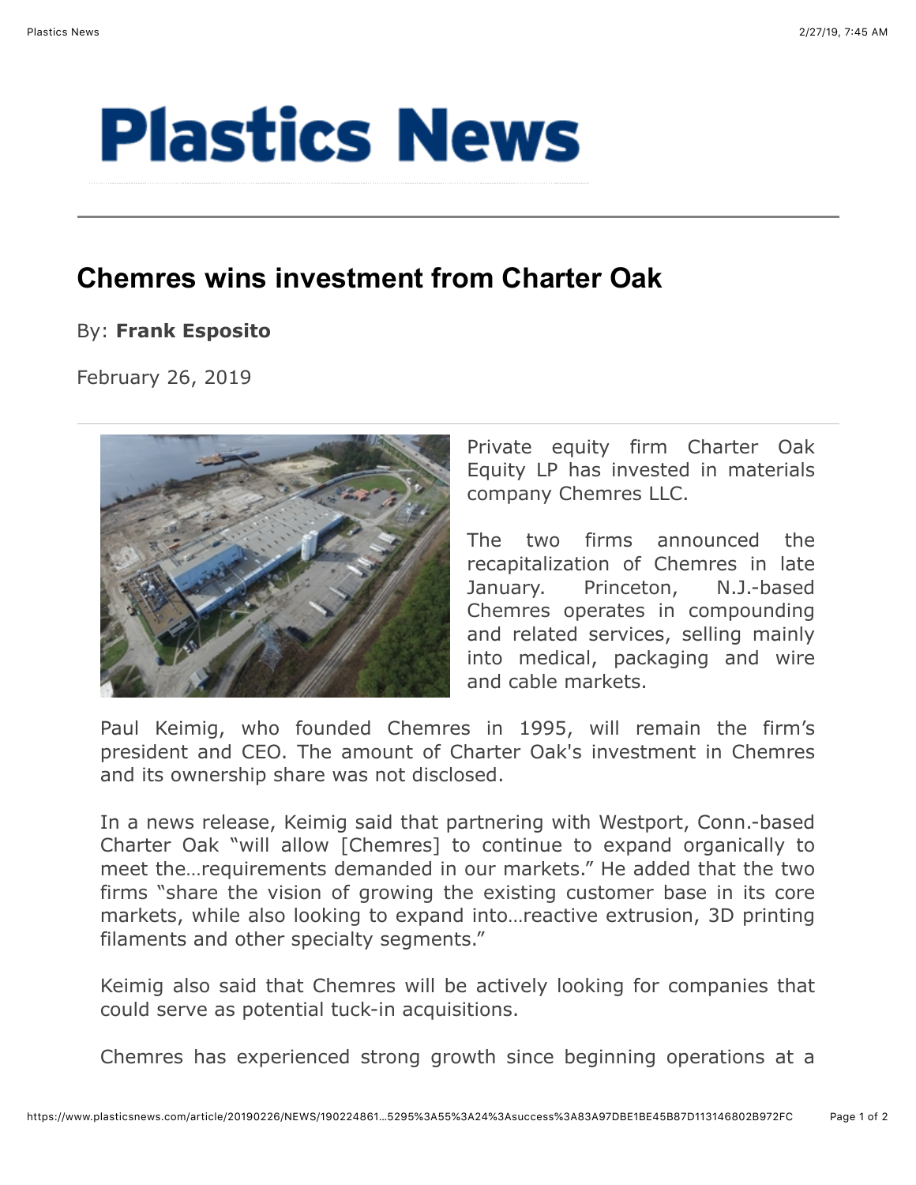# Plastics News

## Chemres wins investment from Charter Oak

By: **Frank Esposito**

February 26, 2019

Private equity firm Charter Oak Equity LP has invested in materials company Chemres LLC.

The two firms announced the recapitalization of Chemres in late January. Princeton, N.J.-based Chemres operates in compounding and related services, selling mainly into medical, packaging and wire and cable markets.

Paul Keimig, who founded Chemres in 1995, will remain the firm's president and CEO. The amount of Charter Oak's investment in Chemres and its ownership share was not disclosed.

In a news release, Keimig said that partnering with Westport, Conn.-based Charter Oak "will allow [Chemres] to continue to expand organically to meet the…requirements demanded in our markets." He added that the two firms "share the vision of growing the existing customer base in its core markets, while also looking to expand into…reactive extrusion, 3D printing filaments and other specialty segments."

Keimig also said that Chemres will be actively looking for companies that could serve as potential tuck-in acquisitions.

Chemres has experienced strong growth since beginning operations at a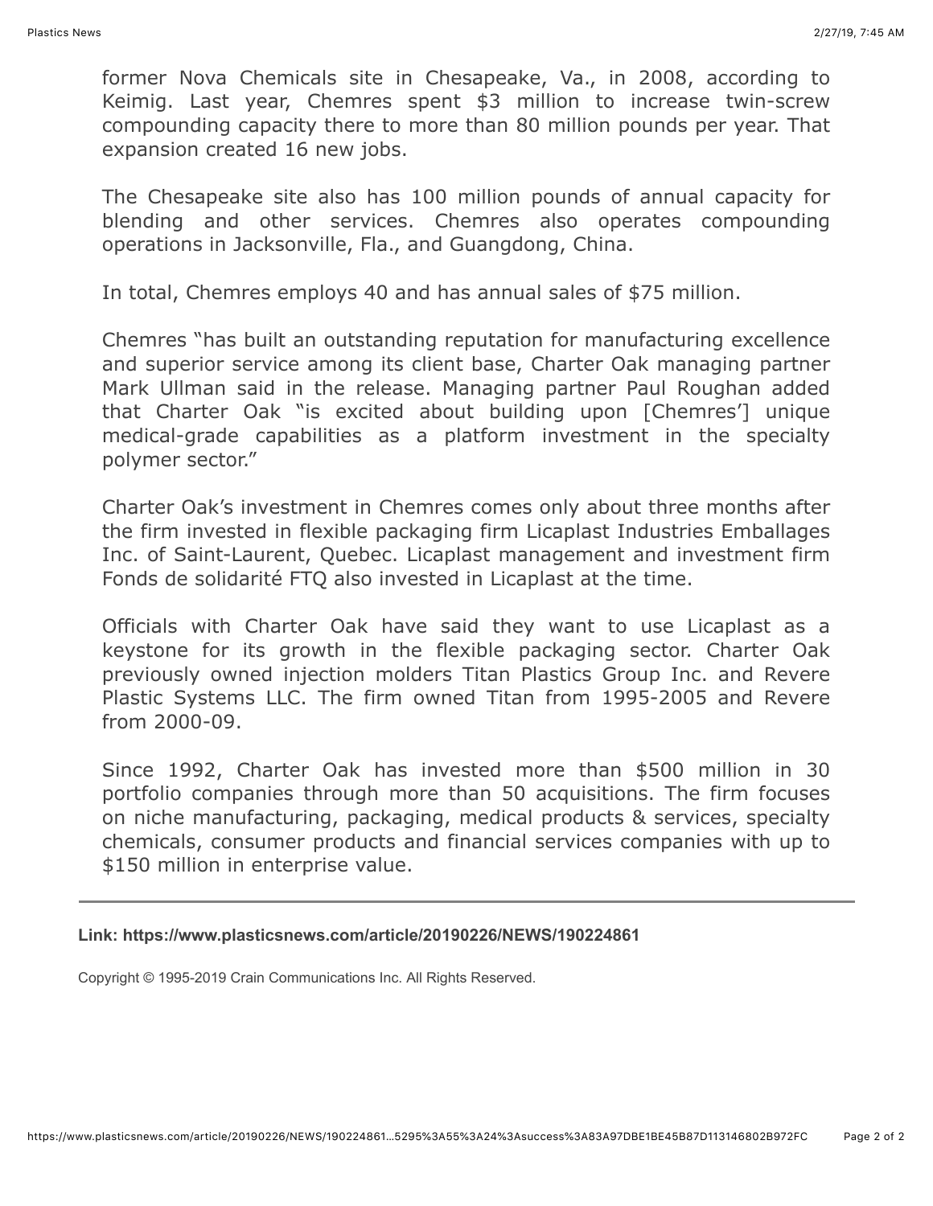former Nova Chemicals site in Chesapeake, Va., in 2008, according to Keimig. Last year, Chemres spent $3 million to increase twin-screw compounding capacity there to more than 80 million pounds per year. That expansion created 16 new jobs.

The Chesapeake site also has 100 million pounds of annual capacity for blending and other services. Chemres also operates compounding operations in Jacksonville, Fla., and Guangdong, China.

In total, Chemres employs 40 and has annual sales of $75 million.

Chemres "has built an outstanding reputation for manufacturing excellence and superior service among its client base, Charter Oak managing partner Mark Ullman said in the release. Managing partner Paul Roughan added that Charter Oak "is excited about building upon [Chemres'] unique medical-grade capabilities as a platform investment in the specialty polymer sector."

Charter Oak's investment in Chemres comes only about three months after the firm invested in flexible packaging firm Licaplast Industries Emballages Inc. of Saint-Laurent, Quebec. Licaplast management and investment firm Fonds de solidarité FTQ also invested in Licaplast at the time.

Officials with Charter Oak have said they want to use Licaplast as a keystone for its growth in the flexible packaging sector. Charter Oak previously owned injection molders Titan Plastics Group Inc. and Revere Plastic Systems LLC. The firm owned Titan from 1995-2005 and Revere from 2000-09.

Since 1992, Charter Oak has invested more than $500 million in 30 portfolio companies through more than 50 acquisitions. The firm focuses on niche manufacturing, packaging, medical products & services, specialty chemicals, consumer products and financial services companies with up to $150 million in enterprise value.

---

**Link: https://www.plasticsnews.com/article/20190226/NEWS/190224861**

Copyright © 1995-2019 Crain Communications Inc. All Rights Reserved.